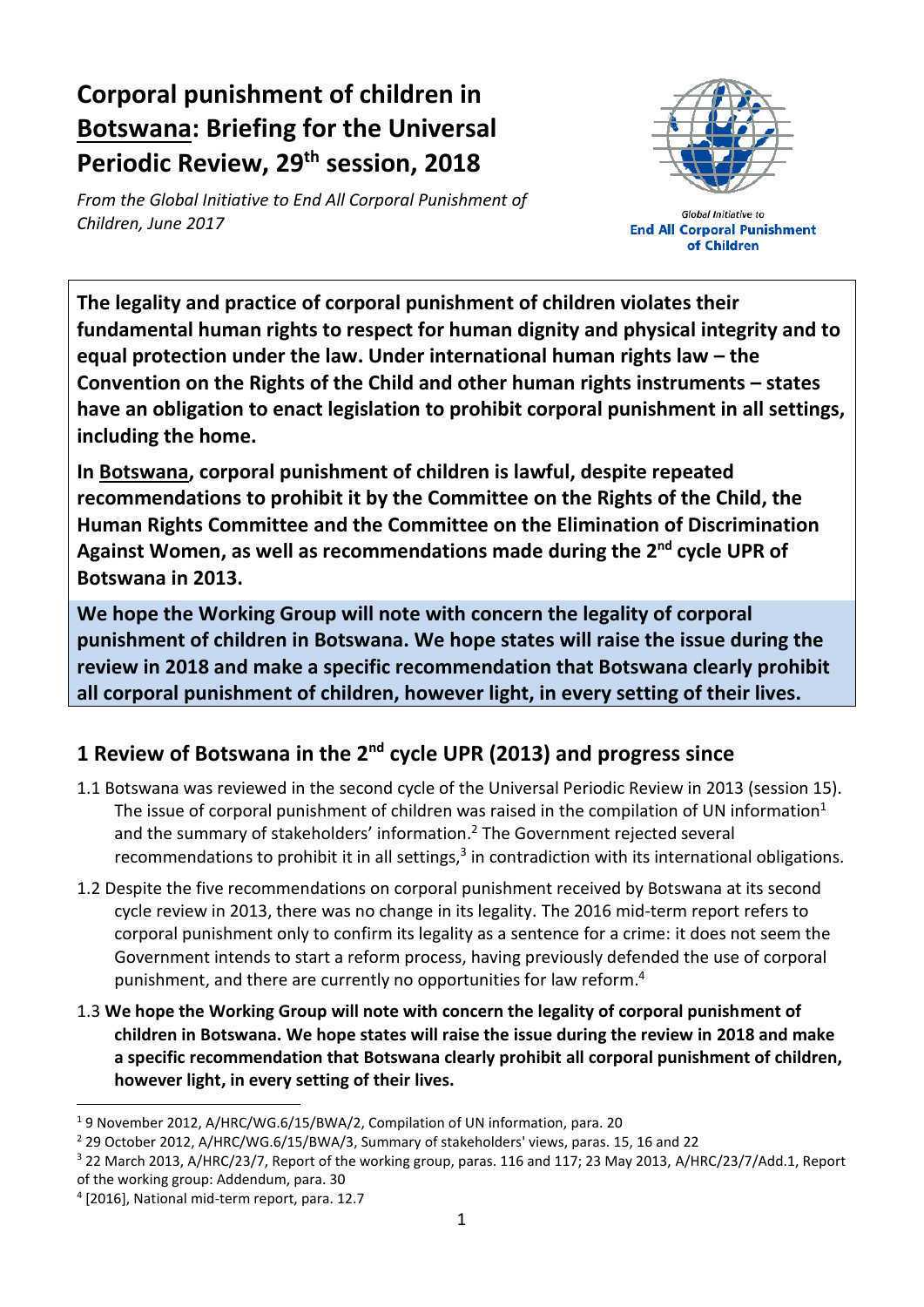# Corporal punishment of children in Botswana: Briefing for the Universal Periodic Review, 29th session, 2018

*From the Global Initiative to End All Corporal Punishment of Children, June 2017*

Global Initiative to **End All Corporal Punishment of Children**

**The legality and practice of corporal punishment of children violates their fundamental human rights to respect for human dignity and physical integrity and to equal protection under the law. Under international human rights law – the Convention on the Rights of the Child and other human rights instruments – states have an obligation to enact legislation to prohibit corporal punishment in all settings, including the home.**

**In Botswana, corporal punishment of children is lawful, despite repeated recommendations to prohibit it by the Committee on the Rights of the Child, the Human Rights Committee and the Committee on the Elimination of Discrimination Against Women, as well as recommendations made during the 2nd cycle UPR of Botswana in 2013.**

**We hope the Working Group will note with concern the legality of corporal punishment of children in Botswana. We hope states will raise the issue during the review in 2018 and make a specific recommendation that Botswana clearly prohibit all corporal punishment of children, however light, in every setting of their lives.**

## 1 Review of Botswana in the 2nd cycle UPR (2013) and progress since

1.1 Botswana was reviewed in the second cycle of the Universal Periodic Review in 2013 (session 15). The issue of corporal punishment of children was raised in the compilation of UN information[1] and the summary of stakeholders' information.[2] The Government rejected several recommendations to prohibit it in all settings,[3] in contradiction with its international obligations.

1.2 Despite the five recommendations on corporal punishment received by Botswana at its second cycle review in 2013, there was no change in its legality. The 2016 mid-term report refers to corporal punishment only to confirm its legality as a sentence for a crime: it does not seem the Government intends to start a reform process, having previously defended the use of corporal punishment, and there are currently no opportunities for law reform.[4]

1.3 **We hope the Working Group will note with concern the legality of corporal punishment of children in Botswana. We hope states will raise the issue during the review in 2018 and make a specific recommendation that Botswana clearly prohibit all corporal punishment of children, however light, in every setting of their lives.**

---

[1] 9 November 2012, A/HRC/WG.6/15/BWA/2, Compilation of UN information, para. 20

[2] 29 October 2012, A/HRC/WG.6/15/BWA/3, Summary of stakeholders' views, paras. 15, 16 and 22

[3] 22 March 2013, A/HRC/23/7, Report of the working group, paras. 116 and 117; 23 May 2013, A/HRC/23/7/Add.1, Report of the working group: Addendum, para. 30

[4] [2016], National mid-term report, para. 12.7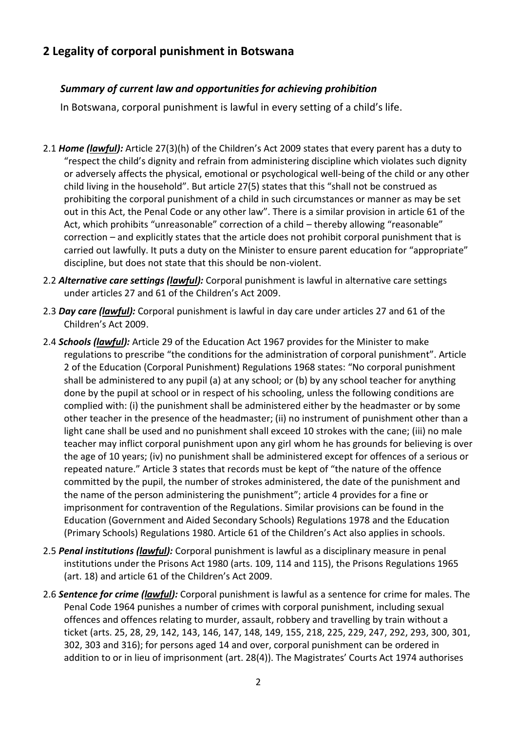## 2 Legality of corporal punishment in Botswana

### *Summary of current law and opportunities for achieving prohibition*

In Botswana, corporal punishment is lawful in every setting of a child's life.

2.1 ***Home (lawful):*** Article 27(3)(h) of the Children's Act 2009 states that every parent has a duty to "respect the child's dignity and refrain from administering discipline which violates such dignity or adversely affects the physical, emotional or psychological well-being of the child or any other child living in the household". But article 27(5) states that this "shall not be construed as prohibiting the corporal punishment of a child in such circumstances or manner as may be set out in this Act, the Penal Code or any other law". There is a similar provision in article 61 of the Act, which prohibits "unreasonable" correction of a child – thereby allowing "reasonable" correction – and explicitly states that the article does not prohibit corporal punishment that is carried out lawfully. It puts a duty on the Minister to ensure parent education for "appropriate" discipline, but does not state that this should be non-violent.

2.2 ***Alternative care settings (lawful):*** Corporal punishment is lawful in alternative care settings under articles 27 and 61 of the Children's Act 2009.

2.3 ***Day care (lawful):*** Corporal punishment is lawful in day care under articles 27 and 61 of the Children's Act 2009.

2.4 ***Schools (lawful):*** Article 29 of the Education Act 1967 provides for the Minister to make regulations to prescribe "the conditions for the administration of corporal punishment". Article 2 of the Education (Corporal Punishment) Regulations 1968 states: "No corporal punishment shall be administered to any pupil (a) at any school; or (b) by any school teacher for anything done by the pupil at school or in respect of his schooling, unless the following conditions are complied with: (i) the punishment shall be administered either by the headmaster or by some other teacher in the presence of the headmaster; (ii) no instrument of punishment other than a light cane shall be used and no punishment shall exceed 10 strokes with the cane; (iii) no male teacher may inflict corporal punishment upon any girl whom he has grounds for believing is over the age of 10 years; (iv) no punishment shall be administered except for offences of a serious or repeated nature." Article 3 states that records must be kept of "the nature of the offence committed by the pupil, the number of strokes administered, the date of the punishment and the name of the person administering the punishment"; article 4 provides for a fine or imprisonment for contravention of the Regulations. Similar provisions can be found in the Education (Government and Aided Secondary Schools) Regulations 1978 and the Education (Primary Schools) Regulations 1980. Article 61 of the Children's Act also applies in schools.

2.5 ***Penal institutions (lawful):*** Corporal punishment is lawful as a disciplinary measure in penal institutions under the Prisons Act 1980 (arts. 109, 114 and 115), the Prisons Regulations 1965 (art. 18) and article 61 of the Children's Act 2009.

2.6 ***Sentence for crime (lawful):*** Corporal punishment is lawful as a sentence for crime for males. The Penal Code 1964 punishes a number of crimes with corporal punishment, including sexual offences and offences relating to murder, assault, robbery and travelling by train without a ticket (arts. 25, 28, 29, 142, 143, 146, 147, 148, 149, 155, 218, 225, 229, 247, 292, 293, 300, 301, 302, 303 and 316); for persons aged 14 and over, corporal punishment can be ordered in addition to or in lieu of imprisonment (art. 28(4)). The Magistrates' Courts Act 1974 authorises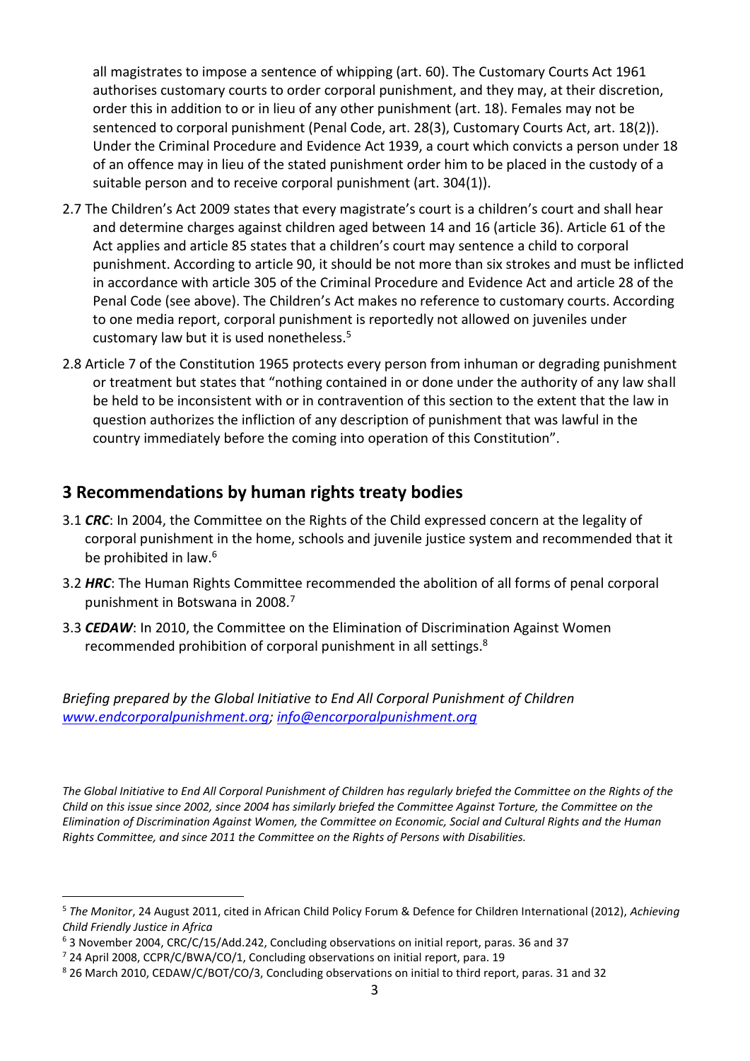all magistrates to impose a sentence of whipping (art. 60). The Customary Courts Act 1961 authorises customary courts to order corporal punishment, and they may, at their discretion, order this in addition to or in lieu of any other punishment (art. 18). Females may not be sentenced to corporal punishment (Penal Code, art. 28(3), Customary Courts Act, art. 18(2)). Under the Criminal Procedure and Evidence Act 1939, a court which convicts a person under 18 of an offence may in lieu of the stated punishment order him to be placed in the custody of a suitable person and to receive corporal punishment (art. 304(1)).

2.7 The Children's Act 2009 states that every magistrate's court is a children's court and shall hear and determine charges against children aged between 14 and 16 (article 36). Article 61 of the Act applies and article 85 states that a children's court may sentence a child to corporal punishment. According to article 90, it should be not more than six strokes and must be inflicted in accordance with article 305 of the Criminal Procedure and Evidence Act and article 28 of the Penal Code (see above). The Children's Act makes no reference to customary courts. According to one media report, corporal punishment is reportedly not allowed on juveniles under customary law but it is used nonetheless.[5]

2.8 Article 7 of the Constitution 1965 protects every person from inhuman or degrading punishment or treatment but states that "nothing contained in or done under the authority of any law shall be held to be inconsistent with or in contravention of this section to the extent that the law in question authorizes the infliction of any description of punishment that was lawful in the country immediately before the coming into operation of this Constitution".

## 3 Recommendations by human rights treaty bodies

3.1 ***CRC***: In 2004, the Committee on the Rights of the Child expressed concern at the legality of corporal punishment in the home, schools and juvenile justice system and recommended that it be prohibited in law.[6]

3.2 ***HRC***: The Human Rights Committee recommended the abolition of all forms of penal corporal punishment in Botswana in 2008.[7]

3.3 ***CEDAW***: In 2010, the Committee on the Elimination of Discrimination Against Women recommended prohibition of corporal punishment in all settings.[8]

*Briefing prepared by the Global Initiative to End All Corporal Punishment of Children*
*www.endcorporalpunishment.org; info@encorporalpunishment.org*

*The Global Initiative to End All Corporal Punishment of Children has regularly briefed the Committee on the Rights of the Child on this issue since 2002, since 2004 has similarly briefed the Committee Against Torture, the Committee on the Elimination of Discrimination Against Women, the Committee on Economic, Social and Cultural Rights and the Human Rights Committee, and since 2011 the Committee on the Rights of Persons with Disabilities.*

---

[5] *The Monitor*, 24 August 2011, cited in African Child Policy Forum & Defence for Children International (2012), *Achieving Child Friendly Justice in Africa*

[6] 3 November 2004, CRC/C/15/Add.242, Concluding observations on initial report, paras. 36 and 37

[7] 24 April 2008, CCPR/C/BWA/CO/1, Concluding observations on initial report, para. 19

[8] 26 March 2010, CEDAW/C/BOT/CO/3, Concluding observations on initial to third report, paras. 31 and 32